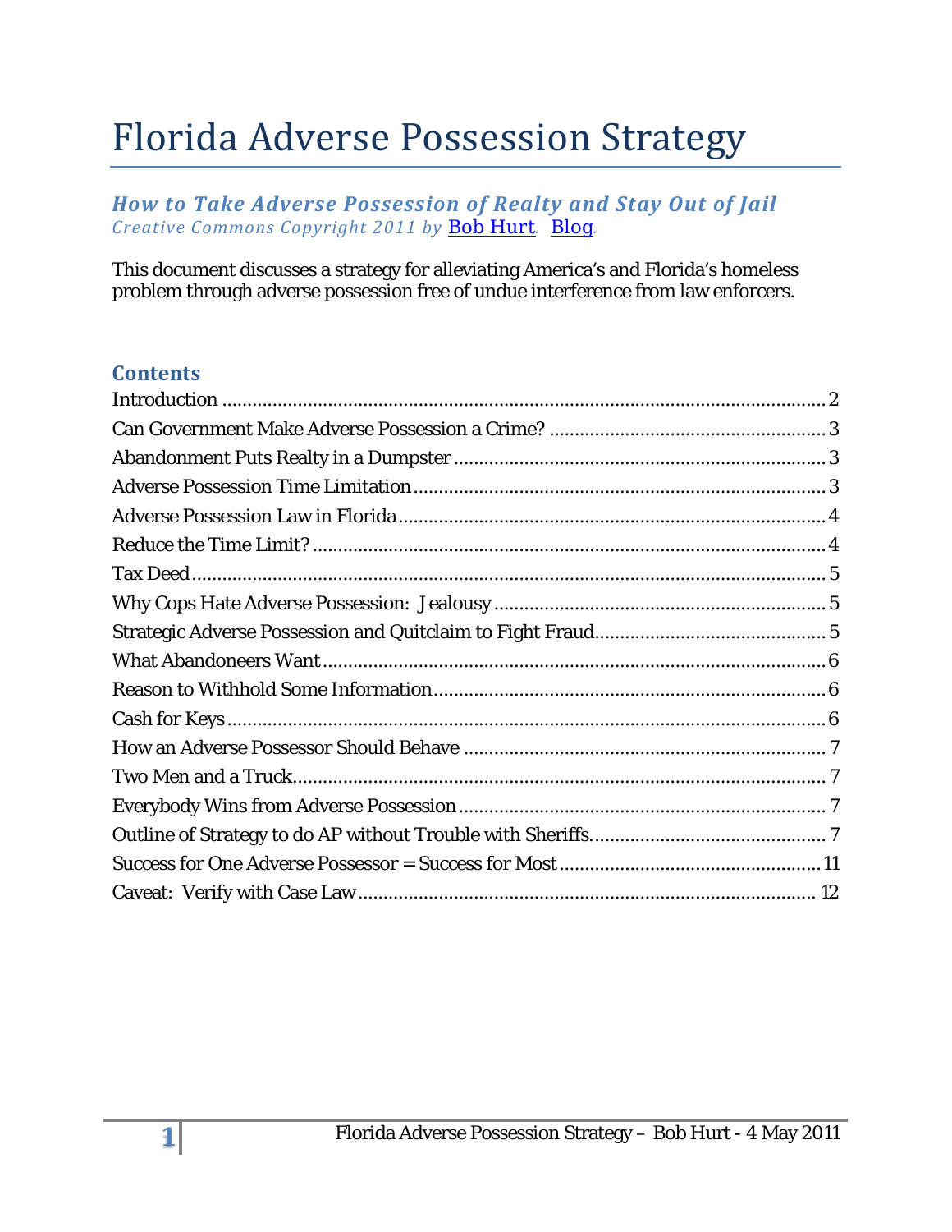# Florida Adverse Possession Strategy

***How to Take Adverse Possession of Realty and Stay Out of Jail***
*Creative Commons Copyright 2011 by* [Bob Hurt](). [Blog]().

This document discusses a strategy for alleviating America's and Florida's homeless problem through adverse possession free of undue interference from law enforcers.

## Contents

Introduction ........ 2
Can Government Make Adverse Possession a Crime? ........ 3
Abandonment Puts Realty in a Dumpster ........ 3
Adverse Possession Time Limitation ........ 3
Adverse Possession Law in Florida ........ 4
Reduce the Time Limit? ........ 4
Tax Deed ........ 5
Why Cops Hate Adverse Possession: Jealousy ........ 5
Strategic Adverse Possession and Quitclaim to Fight Fraud ........ 5
What Abandoneers Want ........ 6
Reason to Withhold Some Information ........ 6
Cash for Keys ........ 6
How an Adverse Possessor Should Behave ........ 7
Two Men and a Truck ........ 7
Everybody Wins from Adverse Possession ........ 7
Outline of Strategy to do AP without Trouble with Sheriffs ........ 7
Success for One Adverse Possessor = Success for Most ........ 11
Caveat: Verify with Case Law ........ 12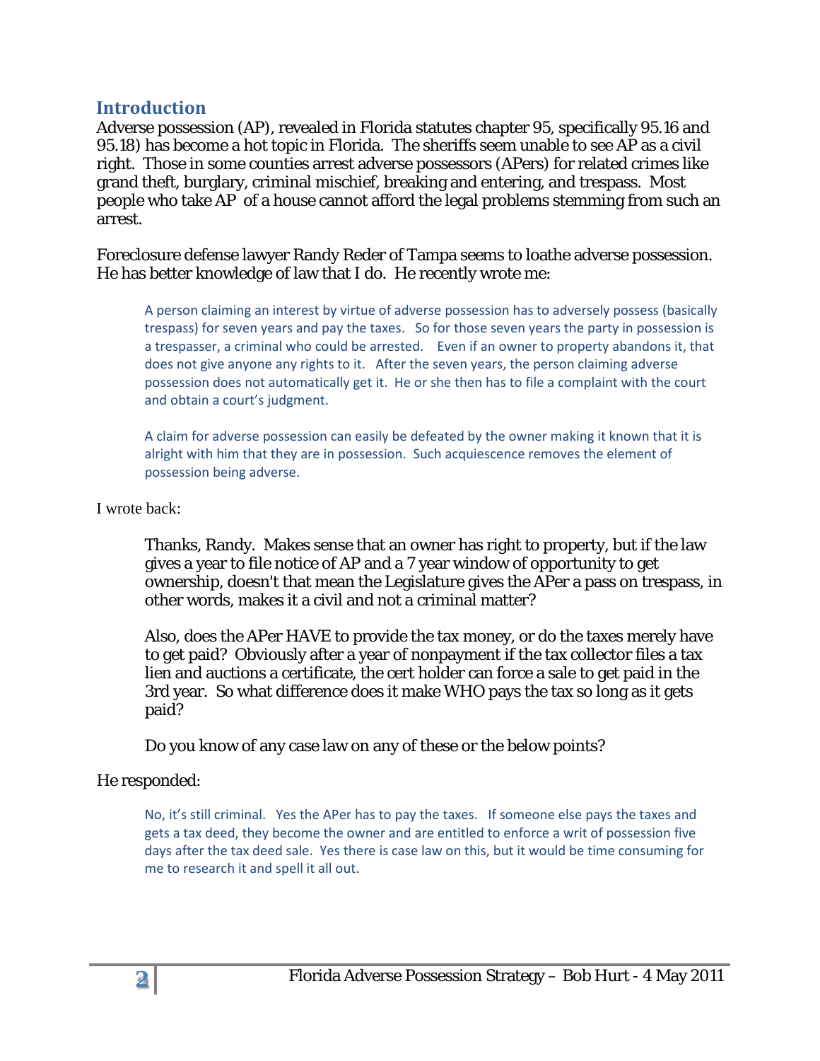## Introduction

Adverse possession (AP), revealed in Florida statutes chapter 95, specifically 95.16 and 95.18) has become a hot topic in Florida. The sheriffs seem unable to see AP as a civil right. Those in some counties arrest adverse possessors (APers) for related crimes like grand theft, burglary, criminal mischief, breaking and entering, and trespass. Most people who take AP of a house cannot afford the legal problems stemming from such an arrest.

Foreclosure defense lawyer Randy Reder of Tampa seems to loathe adverse possession. He has better knowledge of law that I do. He recently wrote me:

> A person claiming an interest by virtue of adverse possession has to adversely possess (basically trespass) for seven years and pay the taxes. So for those seven years the party in possession is a trespasser, a criminal who could be arrested. Even if an owner to property abandons it, that does not give anyone any rights to it. After the seven years, the person claiming adverse possession does not automatically get it. He or she then has to file a complaint with the court and obtain a court's judgment.
>
> A claim for adverse possession can easily be defeated by the owner making it known that it is alright with him that they are in possession. Such acquiescence removes the element of possession being adverse.

I wrote back:

> Thanks, Randy. Makes sense that an owner has right to property, but if the law gives a year to file notice of AP and a 7 year window of opportunity to get ownership, doesn't that mean the Legislature gives the APer a pass on trespass, in other words, makes it a civil and not a criminal matter?
>
> Also, does the APer HAVE to provide the tax money, or do the taxes merely have to get paid? Obviously after a year of nonpayment if the tax collector files a tax lien and auctions a certificate, the cert holder can force a sale to get paid in the 3rd year. So what difference does it make WHO pays the tax so long as it gets paid?
>
> Do you know of any case law on any of these or the below points?

He responded:

> No, it's still criminal. Yes the APer has to pay the taxes. If someone else pays the taxes and gets a tax deed, they become the owner and are entitled to enforce a writ of possession five days after the tax deed sale. Yes there is case law on this, but it would be time consuming for me to research it and spell it all out.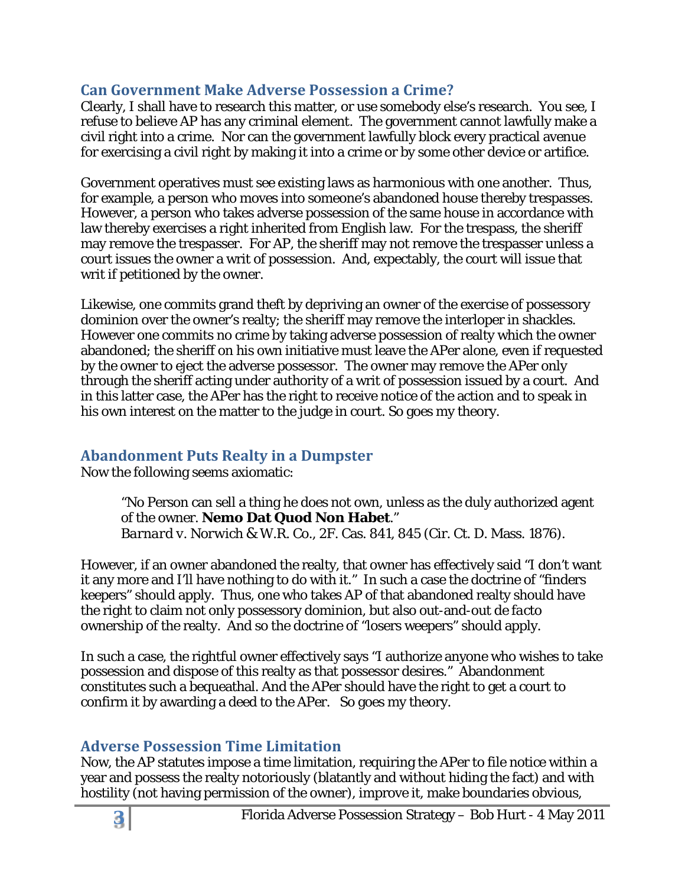## Can Government Make Adverse Possession a Crime?

Clearly, I shall have to research this matter, or use somebody else's research. You see, I refuse to believe AP has any criminal element. The government cannot lawfully make a civil right into a crime. Nor can the government lawfully block every practical avenue for exercising a civil right by making it into a crime or by some other device or artifice.

Government operatives must see existing laws as harmonious with one another. Thus, for example, a person who moves into someone's abandoned house thereby trespasses. However, a person who takes adverse possession of the same house in accordance with law thereby exercises a right inherited from English law. For the trespass, the sheriff may remove the trespasser. For AP, the sheriff may not remove the trespasser unless a court issues the owner a writ of possession. And, expectably, the court will issue that writ if petitioned by the owner.

Likewise, one commits grand theft by depriving an owner of the exercise of possessory dominion over the owner's realty; the sheriff may remove the interloper in shackles. However one commits no crime by taking adverse possession of realty which the owner abandoned; the sheriff on his own initiative must leave the APer alone, even if requested by the owner to eject the adverse possessor. The owner may remove the APer only through the sheriff acting under authority of a writ of possession issued by a court. And in this latter case, the APer has the right to receive notice of the action and to speak in his own interest on the matter to the judge in court. So goes my theory.

## Abandonment Puts Realty in a Dumpster

Now the following seems axiomatic:

> "No Person can sell a thing he does not own, unless as the duly authorized agent of the owner. **Nemo Dat Quod Non Habet**."
> *Barnard v. Norwich & W.R. Co.*, 2F. Cas. 841, 845 (Cir. Ct. D. Mass. 1876).

However, if an owner abandoned the realty, that owner has effectively said "I don't want it any more and I'll have nothing to do with it." In such a case the doctrine of "finders keepers" should apply. Thus, one who takes AP of that abandoned realty should have the right to claim not only possessory dominion, but also out-and-out *de facto* ownership of the realty. And so the doctrine of "losers weepers" should apply.

In such a case, the rightful owner effectively says "I authorize anyone who wishes to take possession and dispose of this realty as that possessor desires." Abandonment constitutes such a bequeathal. And the APer should have the right to get a court to confirm it by awarding a deed to the APer. So goes my theory.

## Adverse Possession Time Limitation

Now, the AP statutes impose a time limitation, requiring the APer to file notice within a year and possess the realty notoriously (blatantly and without hiding the fact) and with hostility (not having permission of the owner), improve it, make boundaries obvious,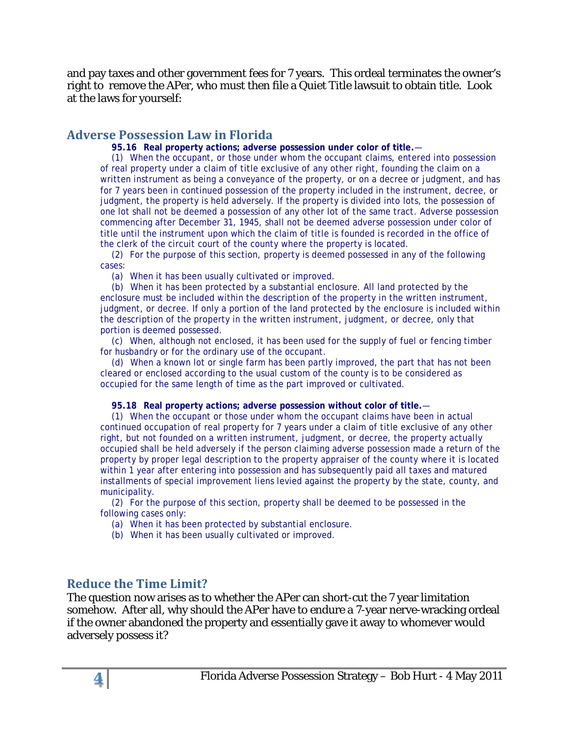and pay taxes and other government fees for 7 years. This ordeal terminates the owner's right to remove the APer, who must then file a Quiet Title lawsuit to obtain title. Look at the laws for yourself:

## Adverse Possession Law in Florida

**95.16 Real property actions; adverse possession under color of title.**—

(1) When the occupant, or those under whom the occupant claims, entered into possession of real property under a claim of title exclusive of any other right, founding the claim on a written instrument as being a conveyance of the property, or on a decree or judgment, and has for 7 years been in continued possession of the property included in the instrument, decree, or judgment, the property is held adversely. If the property is divided into lots, the possession of one lot shall not be deemed a possession of any other lot of the same tract. Adverse possession commencing after December 31, 1945, shall not be deemed adverse possession under color of title until the instrument upon which the claim of title is founded is recorded in the office of the clerk of the circuit court of the county where the property is located.

(2) For the purpose of this section, property is deemed possessed in any of the following cases:

(a) When it has been usually cultivated or improved.

(b) When it has been protected by a substantial enclosure. All land protected by the enclosure must be included within the description of the property in the written instrument, judgment, or decree. If only a portion of the land protected by the enclosure is included within the description of the property in the written instrument, judgment, or decree, only that portion is deemed possessed.

(c) When, although not enclosed, it has been used for the supply of fuel or fencing timber for husbandry or for the ordinary use of the occupant.

(d) When a known lot or single farm has been partly improved, the part that has not been cleared or enclosed according to the usual custom of the county is to be considered as occupied for the same length of time as the part improved or cultivated.

**95.18 Real property actions; adverse possession without color of title.**—

(1) When the occupant or those under whom the occupant claims have been in actual continued occupation of real property for 7 years under a claim of title exclusive of any other right, but not founded on a written instrument, judgment, or decree, the property actually occupied shall be held adversely if the person claiming adverse possession made a return of the property by proper legal description to the property appraiser of the county where it is located within 1 year after entering into possession and has subsequently paid all taxes and matured installments of special improvement liens levied against the property by the state, county, and municipality.

(2) For the purpose of this section, property shall be deemed to be possessed in the following cases only:

(a) When it has been protected by substantial enclosure.

(b) When it has been usually cultivated or improved.

## Reduce the Time Limit?

The question now arises as to whether the APer can short-cut the 7 year limitation somehow. After all, why should the APer have to endure a 7-year nerve-wracking ordeal if the owner abandoned the property and essentially gave it away to whomever would adversely possess it?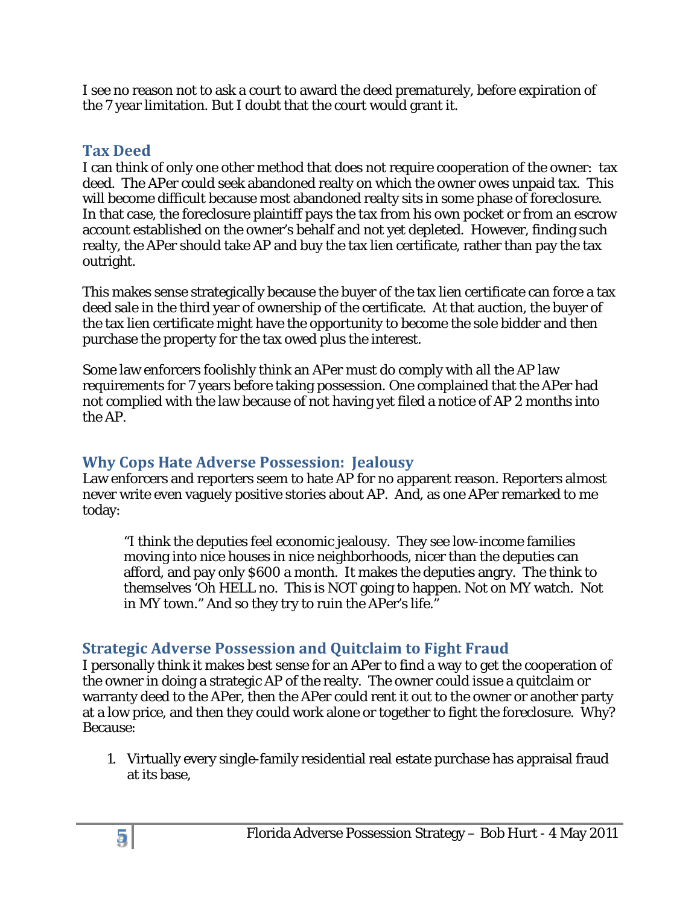I see no reason not to ask a court to award the deed prematurely, before expiration of the 7 year limitation. But I doubt that the court would grant it.

## Tax Deed

I can think of only one other method that does not require cooperation of the owner: tax deed. The APer could seek abandoned realty on which the owner owes unpaid tax. This will become difficult because most abandoned realty sits in some phase of foreclosure. In that case, the foreclosure plaintiff pays the tax from his own pocket or from an escrow account established on the owner's behalf and not yet depleted. However, finding such realty, the APer should take AP and buy the tax lien certificate, rather than pay the tax outright.

This makes sense strategically because the buyer of the tax lien certificate can force a tax deed sale in the third year of ownership of the certificate. At that auction, the buyer of the tax lien certificate might have the opportunity to become the sole bidder and then purchase the property for the tax owed plus the interest.

Some law enforcers foolishly think an APer must do comply with all the AP law requirements for 7 years *before* taking possession. One complained that the APer had not complied with the law because of not having yet filed a notice of AP 2 months into the AP.

## Why Cops Hate Adverse Possession: Jealousy

Law enforcers and reporters seem to hate AP for no apparent reason. Reporters almost never write even vaguely positive stories about AP. And, as one APer remarked to me today:

> "I think the deputies feel economic jealousy. They see low-income families moving into nice houses in nice neighborhoods, nicer than the deputies can afford, and pay only $600 a month. It makes the deputies angry. The think to themselves 'Oh HELL no. This is NOT going to happen. Not on MY watch. Not in MY town." And so they try to ruin the APer's life."

## Strategic Adverse Possession and Quitclaim to Fight Fraud

I personally think it makes best sense for an APer to find a way to get the cooperation of the owner in doing a strategic AP of the realty. The owner could issue a quitclaim or warranty deed to the APer, then the APer could rent it out to the owner or another party at a low price, and then they could work alone or together to fight the foreclosure. Why? Because:

1. Virtually every single-family residential real estate purchase has appraisal fraud at its base,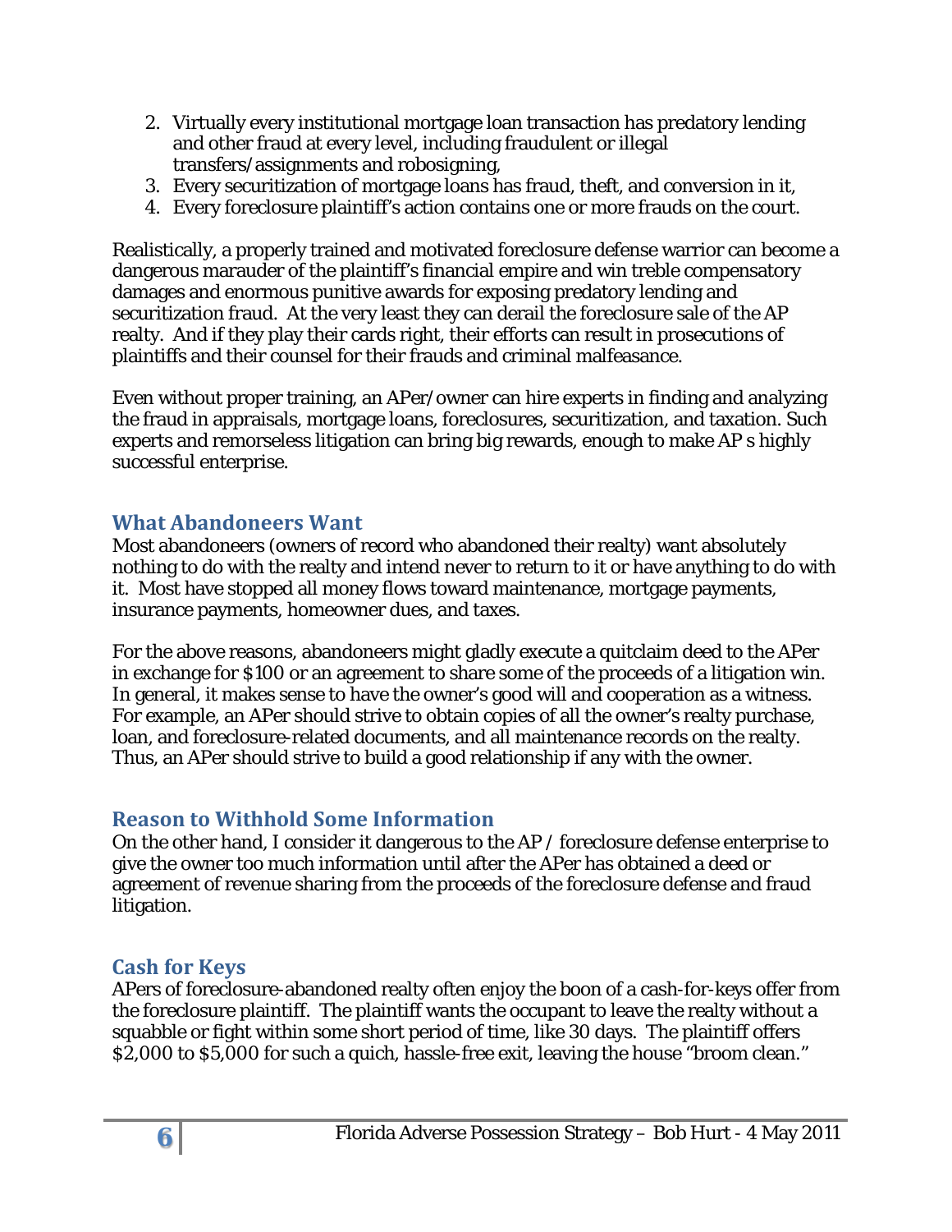2. Virtually every institutional mortgage loan transaction has predatory lending and other fraud at every level, including fraudulent or illegal transfers/assignments and robosigning,
3. Every securitization of mortgage loans has fraud, theft, and conversion in it,
4. Every foreclosure plaintiff's action contains one or more frauds on the court.

Realistically, a properly trained and motivated foreclosure defense warrior can become a dangerous marauder of the plaintiff's financial empire and win treble compensatory damages and enormous punitive awards for exposing predatory lending and securitization fraud. At the very least they can derail the foreclosure sale of the AP realty. And if they play their cards right, their efforts can result in prosecutions of plaintiffs and their counsel for their frauds and criminal malfeasance.

Even without proper training, an APer/owner can hire experts in finding and analyzing the fraud in appraisals, mortgage loans, foreclosures, securitization, and taxation. Such experts and remorseless litigation can bring big rewards, enough to make AP s highly successful enterprise.

## What Abandoneers Want

Most abandoneers (owners of record who abandoned their realty) want absolutely nothing to do with the realty and intend never to return to it or have anything to do with it. Most have stopped all money flows toward maintenance, mortgage payments, insurance payments, homeowner dues, and taxes.

For the above reasons, abandoneers might gladly execute a quitclaim deed to the APer in exchange for $100 or an agreement to share some of the proceeds of a litigation win. In general, it makes sense to have the owner's good will and cooperation as a witness. For example, an APer should strive to obtain copies of all the owner's realty purchase, loan, and foreclosure-related documents, and all maintenance records on the realty. Thus, an APer should strive to build a good relationship if any with the owner.

## Reason to Withhold Some Information

On the other hand, I consider it dangerous to the AP / foreclosure defense enterprise to give the owner too much information until after the APer has obtained a deed or agreement of revenue sharing from the proceeds of the foreclosure defense and fraud litigation.

## Cash for Keys

APers of foreclosure-abandoned realty often enjoy the boon of a cash-for-keys offer from the foreclosure plaintiff. The plaintiff wants the occupant to leave the realty without a squabble or fight within some short period of time, like 30 days. The plaintiff offers $2,000 to $5,000 for such a quich, hassle-free exit, leaving the house "broom clean."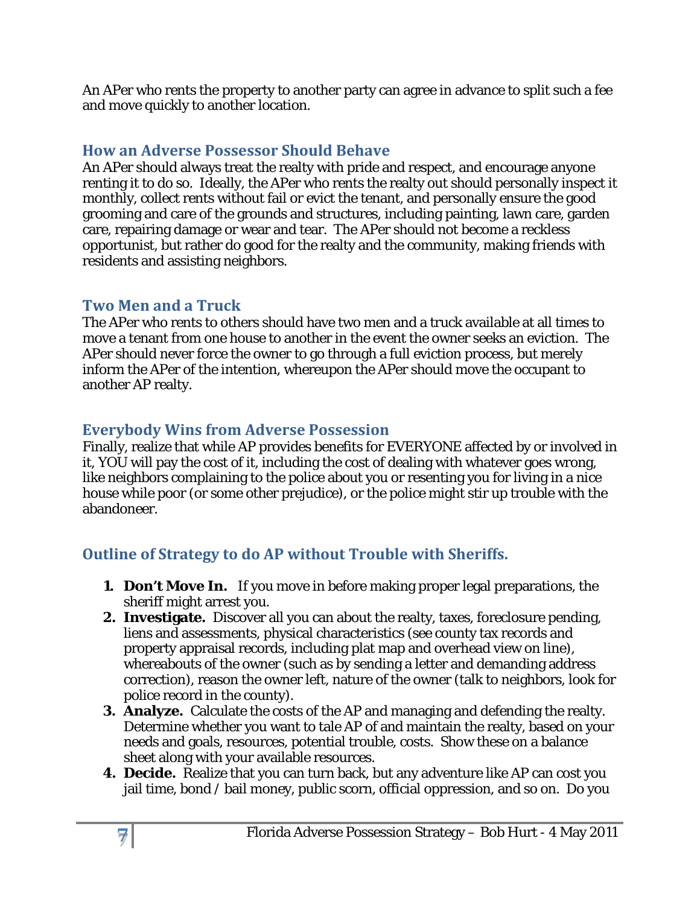An APer who rents the property to another party can agree in advance to split such a fee and move quickly to another location.

## How an Adverse Possessor Should Behave

An APer should always treat the realty with pride and respect, and encourage anyone renting it to do so. Ideally, the APer who rents the realty out should personally inspect it monthly, collect rents without fail or evict the tenant, and personally ensure the good grooming and care of the grounds and structures, including painting, lawn care, garden care, repairing damage or wear and tear. The APer should not become a reckless opportunist, but rather do good for the realty and the community, making friends with residents and assisting neighbors.

## Two Men and a Truck

The APer who rents to others should have two men and a truck available at all times to move a tenant from one house to another in the event the owner seeks an eviction. The APer should never force the owner to go through a full eviction process, but merely inform the APer of the intention, whereupon the APer should move the occupant to another AP realty.

## Everybody Wins from Adverse Possession

Finally, realize that while AP provides benefits for EVERYONE affected by or involved in it, YOU will pay the cost of it, including the cost of dealing with whatever goes wrong, like neighbors complaining to the police about you or resenting you for living in a nice house while poor (or some other prejudice), or the police might stir up trouble with the abandoneer.

## Outline of Strategy to do AP without Trouble with Sheriffs.

1. **Don't Move In.** If you move in before making proper legal preparations, the sheriff might arrest you.
2. **Investigate.** Discover all you can about the realty, taxes, foreclosure pending, liens and assessments, physical characteristics (see county tax records and property appraisal records, including plat map and overhead view on line), whereabouts of the owner (such as by sending a letter and demanding address correction), reason the owner left, nature of the owner (talk to neighbors, look for police record in the county).
3. **Analyze.** Calculate the costs of the AP and managing and defending the realty. Determine whether you want to tale AP of and maintain the realty, based on your needs and goals, resources, potential trouble, costs. Show these on a balance sheet along with your available resources.
4. **Decide.** Realize that you can turn back, but any adventure like AP can cost you jail time, bond / bail money, public scorn, official oppression, and so on. Do you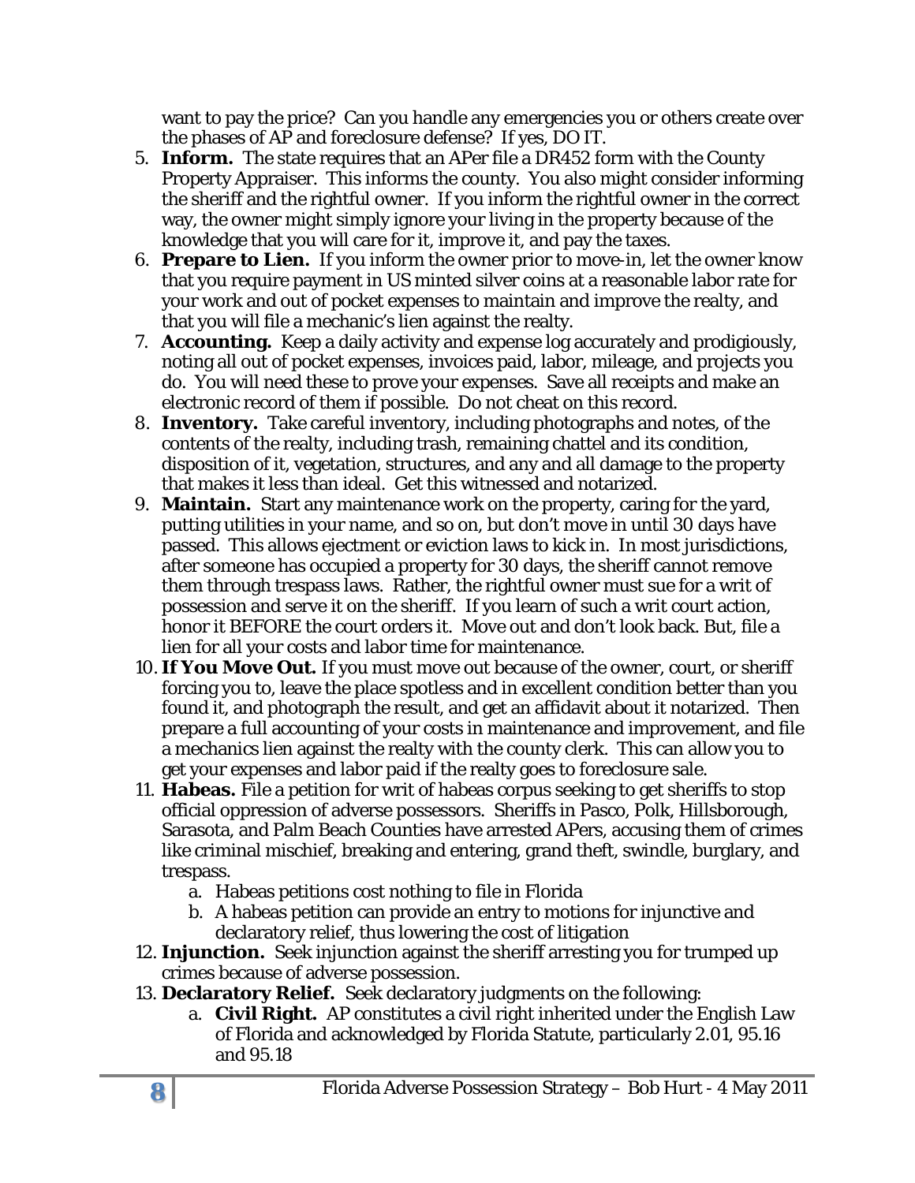want to pay the price? Can you handle any emergencies you or others create over the phases of AP and foreclosure defense? If yes, DO IT.

5. **Inform.** The state requires that an APer file a DR452 form with the County Property Appraiser. This informs the county. You also might consider informing the sheriff and the rightful owner. If you inform the rightful owner in the correct way, the owner might simply ignore your living in the property because of the knowledge that you will care for it, improve it, and pay the taxes.
6. **Prepare to Lien.** If you inform the owner prior to move-in, let the owner know that you require payment in US minted silver coins at a reasonable labor rate for your work and out of pocket expenses to maintain and improve the realty, and that you will file a mechanic's lien against the realty.
7. **Accounting.** Keep a daily activity and expense log accurately and prodigiously, noting all out of pocket expenses, invoices paid, labor, mileage, and projects you do. You will need these to prove your expenses. Save all receipts and make an electronic record of them if possible. Do not cheat on this record.
8. **Inventory.** Take careful inventory, including photographs and notes, of the contents of the realty, including trash, remaining chattel and its condition, disposition of it, vegetation, structures, and any and all damage to the property that makes it less than ideal. Get this witnessed and notarized.
9. **Maintain.** Start any maintenance work on the property, caring for the yard, putting utilities in your name, and so on, but don't move in until 30 days have passed. This allows ejectment or eviction laws to kick in. In most jurisdictions, after someone has occupied a property for 30 days, the sheriff cannot remove them through trespass laws. Rather, the rightful owner must sue for a writ of possession and serve it on the sheriff. If you learn of such a writ court action, honor it BEFORE the court orders it. Move out and don't look back. But, file a lien for all your costs and labor time for maintenance.
10. **If You Move Out.** If you must move out because of the owner, court, or sheriff forcing you to, leave the place spotless and in excellent condition better than you found it, and photograph the result, and get an affidavit about it notarized. Then prepare a full accounting of your costs in maintenance and improvement, and file a mechanics lien against the realty with the county clerk. This can allow you to get your expenses and labor paid if the realty goes to foreclosure sale.
11. **Habeas.** File a petition for writ of habeas corpus seeking to get sheriffs to stop official oppression of adverse possessors. Sheriffs in Pasco, Polk, Hillsborough, Sarasota, and Palm Beach Counties have arrested APers, accusing them of crimes like criminal mischief, breaking and entering, grand theft, swindle, burglary, and trespass.
    a. Habeas petitions cost nothing to file in Florida
    b. A habeas petition can provide an entry to motions for injunctive and declaratory relief, thus lowering the cost of litigation
12. **Injunction.** Seek injunction against the sheriff arresting you for trumped up crimes because of adverse possession.
13. **Declaratory Relief.** Seek declaratory judgments on the following:
    a. **Civil Right.** AP constitutes a civil right inherited under the English Law of Florida and acknowledged by Florida Statute, particularly 2.01, 95.16 and 95.18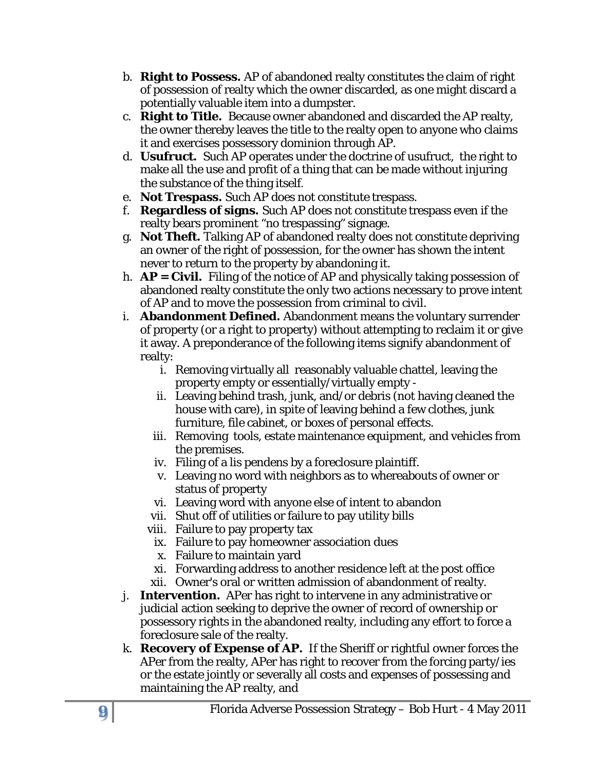b. **Right to Possess.** AP of abandoned realty constitutes the claim of right of possession of realty which the owner discarded, as one might discard a potentially valuable item into a dumpster.

c. **Right to Title.** Because owner abandoned and discarded the AP realty, the owner thereby leaves the title to the realty open to anyone who claims it and exercises possessory dominion through AP.

d. **Usufruct.** Such AP operates under the doctrine of usufruct, the right to make all the use and profit of a thing that can be made without injuring the substance of the thing itself.

e. **Not Trespass.** Such AP does not constitute trespass.

f. **Regardless of signs.** Such AP does not constitute trespass even if the realty bears prominent "no trespassing" signage.

g. **Not Theft.** Talking AP of abandoned realty does not constitute depriving an owner of the right of possession, for the owner has shown the intent never to return to the property by abandoning it.

h. **AP = Civil.** Filing of the notice of AP and physically taking possession of abandoned realty constitute the only two actions necessary to prove intent of AP and to move the possession from criminal to civil.

i. **Abandonment Defined.** Abandonment means the voluntary surrender of property (or a right to property) without attempting to reclaim it or give it away. A preponderance of the following items signify abandonment of realty:

    i. Removing virtually all reasonably valuable chattel, leaving the property empty or essentially/virtually empty -

    ii. Leaving behind trash, junk, and/or debris (not having cleaned the house with care), in spite of leaving behind a few clothes, junk furniture, file cabinet, or boxes of personal effects.

    iii. Removing tools, estate maintenance equipment, and vehicles from the premises.

    iv. Filing of a lis pendens by a foreclosure plaintiff.

    v. Leaving no word with neighbors as to whereabouts of owner or status of property

    vi. Leaving word with anyone else of intent to abandon

    vii. Shut off of utilities or failure to pay utility bills

    viii. Failure to pay property tax

    ix. Failure to pay homeowner association dues

    x. Failure to maintain yard

    xi. Forwarding address to another residence left at the post office

    xii. Owner's oral or written admission of abandonment of realty.

j. **Intervention.** APer has right to intervene in any administrative or judicial action seeking to deprive the owner of record of ownership or possessory rights in the abandoned realty, including any effort to force a foreclosure sale of the realty.

k. **Recovery of Expense of AP.** If the Sheriff or rightful owner forces the APer from the realty, APer has right to recover from the forcing party/ies or the estate jointly or severally all costs and expenses of possessing and maintaining the AP realty, and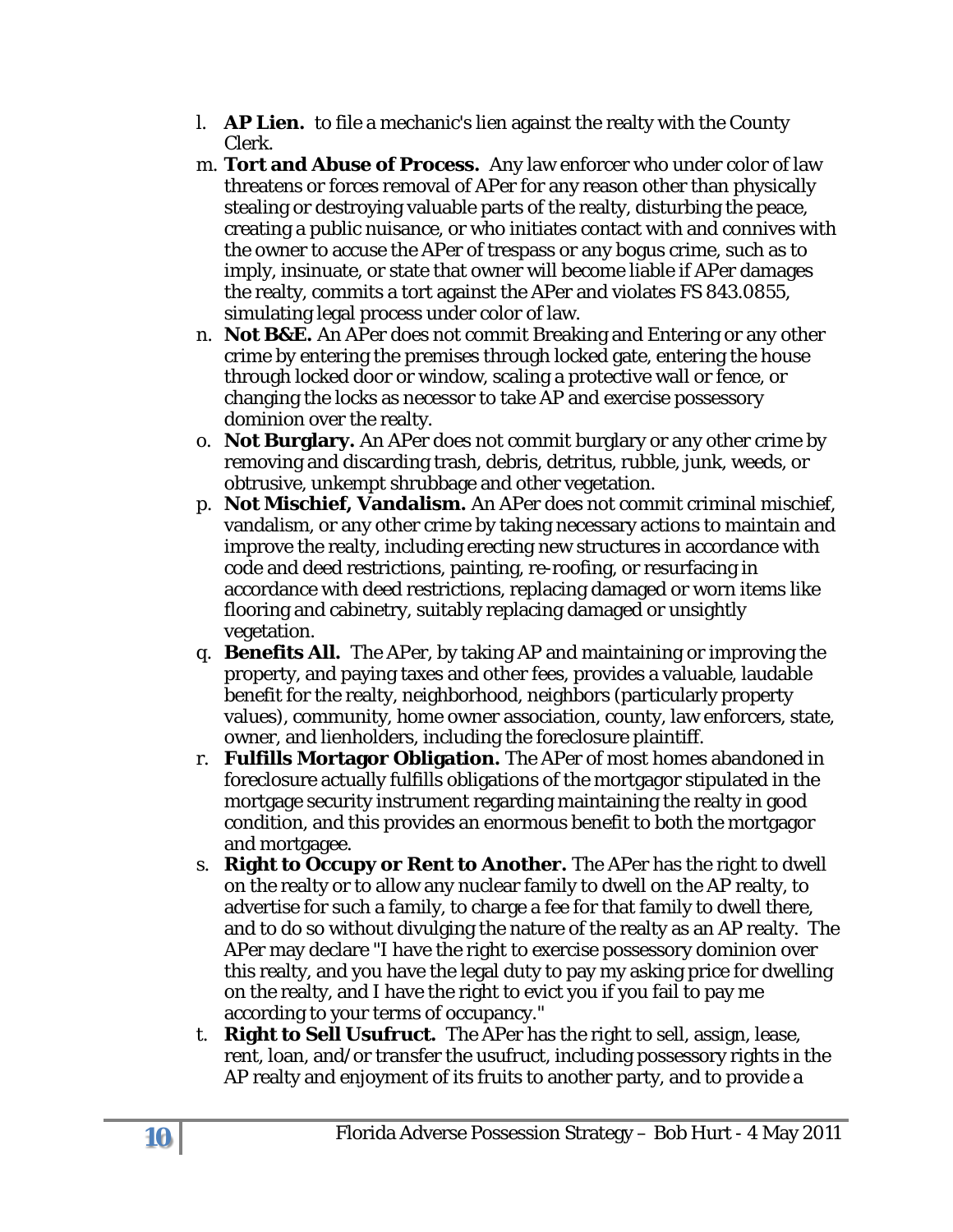l. **AP Lien.** to file a mechanic's lien against the realty with the County Clerk.
m. **Tort and Abuse of Process.** Any law enforcer who under color of law threatens or forces removal of APer for any reason other than physically stealing or destroying valuable parts of the realty, disturbing the peace, creating a public nuisance, or who initiates contact with and connives with the owner to accuse the APer of trespass or any bogus crime, such as to imply, insinuate, or state that owner will become liable if APer damages the realty, commits a tort against the APer and violates FS 843.0855, simulating legal process under color of law.
n. **Not B&E.** An APer does not commit Breaking and Entering or any other crime by entering the premises through locked gate, entering the house through locked door or window, scaling a protective wall or fence, or changing the locks as necessor to take AP and exercise possessory dominion over the realty.
o. **Not Burglary.** An APer does not commit burglary or any other crime by removing and discarding trash, debris, detritus, rubble, junk, weeds, or obtrusive, unkempt shrubbage and other vegetation.
p. **Not Mischief, Vandalism.** An APer does not commit criminal mischief, vandalism, or any other crime by taking necessary actions to maintain and improve the realty, including erecting new structures in accordance with code and deed restrictions, painting, re-roofing, or resurfacing in accordance with deed restrictions, replacing damaged or worn items like flooring and cabinetry, suitably replacing damaged or unsightly vegetation.
q. **Benefits All.** The APer, by taking AP and maintaining or improving the property, and paying taxes and other fees, provides a valuable, laudable benefit for the realty, neighborhood, neighbors (particularly property values), community, home owner association, county, law enforcers, state, owner, and lienholders, including the foreclosure plaintiff.
r. **Fulfills Mortagor Obligation.** The APer of most homes abandoned in foreclosure actually fulfills obligations of the mortgagor stipulated in the mortgage security instrument regarding maintaining the realty in good condition, and this provides an enormous benefit to both the mortgagor and mortgagee.
s. **Right to Occupy or Rent to Another.** The APer has the right to dwell on the realty or to allow any nuclear family to dwell on the AP realty, to advertise for such a family, to charge a fee for that family to dwell there, and to do so without divulging the nature of the realty as an AP realty. The APer may declare "I have the right to exercise possessory dominion over this realty, and you have the legal duty to pay my asking price for dwelling on the realty, and I have the right to evict you if you fail to pay me according to your terms of occupancy."
t. **Right to Sell Usufruct.** The APer has the right to sell, assign, lease, rent, loan, and/or transfer the usufruct, including possessory rights in the AP realty and enjoyment of its fruits to another party, and to provide a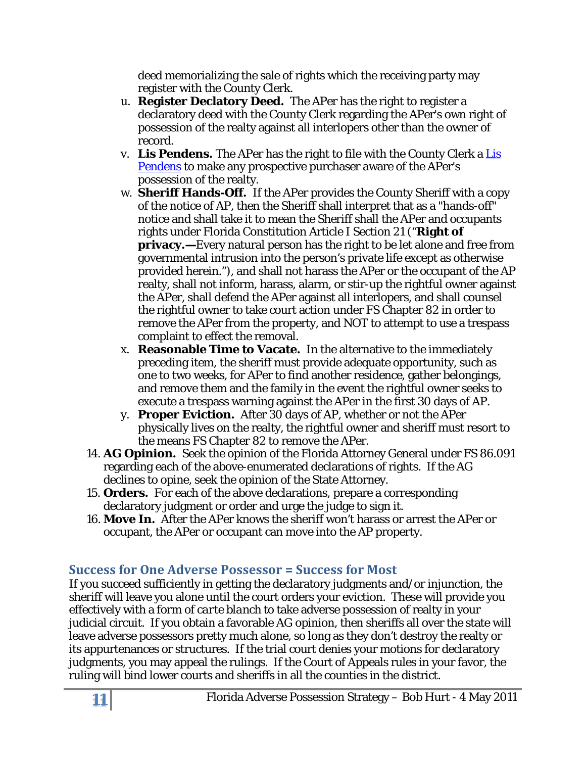deed memorializing the sale of rights which the receiving party may register with the County Clerk.

u. **Register Declatory Deed.** The APer has the right to register a declaratory deed with the County Clerk regarding the APer's own right of possession of the realty against all interlopers other than the owner of record.

v. **Lis Pendens.** The APer has the right to file with the County Clerk a Lis Pendens to make any prospective purchaser aware of the APer's possession of the realty.

w. **Sheriff Hands-Off.** If the APer provides the County Sheriff with a copy of the notice of AP, then the Sheriff shall interpret that as a "hands-off" notice and shall take it to mean the Sheriff shall the APer and occupants rights under Florida Constitution Article I Section 21 ("**Right of privacy.—**Every natural person has the right to be let alone and free from governmental intrusion into the person's private life except as otherwise provided herein."), and shall not harass the APer or the occupant of the AP realty, shall not inform, harass, alarm, or stir-up the rightful owner against the APer, shall defend the APer against all interlopers, and shall counsel the rightful owner to take court action under FS Chapter 82 in order to remove the APer from the property, and NOT to attempt to use a trespass complaint to effect the removal.

x. **Reasonable Time to Vacate.** In the alternative to the immediately preceding item, the sheriff must provide adequate opportunity, such as one to two weeks, for APer to find another residence, gather belongings, and remove them and the family in the event the rightful owner seeks to execute a trespass warning against the APer in the first 30 days of AP.

y. **Proper Eviction.** After 30 days of AP, whether or not the APer physically lives on the realty, the rightful owner and sheriff must resort to the means FS Chapter 82 to remove the APer.

14. **AG Opinion.** Seek the opinion of the Florida Attorney General under FS 86.091 regarding each of the above-enumerated declarations of rights. If the AG declines to opine, seek the opinion of the State Attorney.
15. **Orders.** For each of the above declarations, prepare a corresponding declaratory judgment or order and urge the judge to sign it.
16. **Move In.** After the APer knows the sheriff won't harass or arrest the APer or occupant, the APer or occupant can move into the AP property.

## Success for One Adverse Possessor = Success for Most

If you succeed sufficiently in getting the declaratory judgments and/or injunction, the sheriff will leave you alone until the court orders your eviction. These will provide you effectively with a form of *carte blanch* to take adverse possession of realty in your judicial circuit. If you obtain a favorable AG opinion, then sheriffs all over the state will leave adverse possessors pretty much alone, so long as they don't destroy the realty or its appurtenances or structures. If the trial court denies your motions for declaratory judgments, you may appeal the rulings. If the Court of Appeals rules in your favor, the ruling will bind lower courts and sheriffs in all the counties in the district.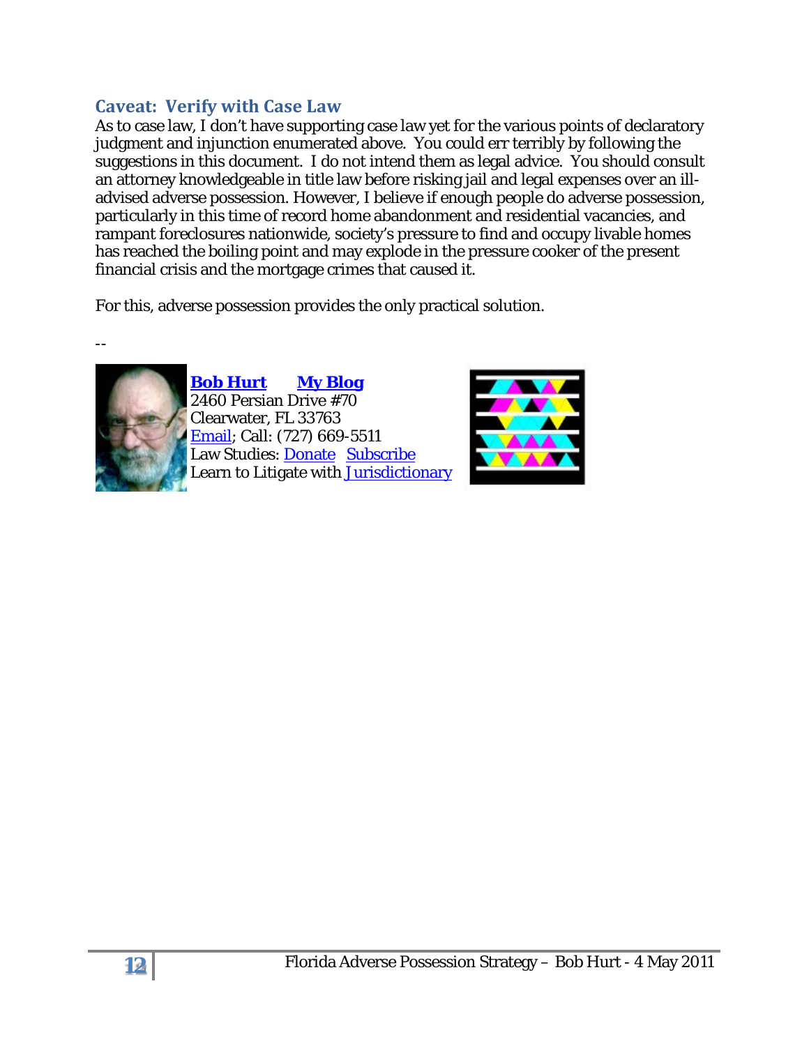## Caveat: Verify with Case Law

As to case law, I don't have supporting case law yet for the various points of declaratory judgment and injunction enumerated above. You could err terribly by following the suggestions in this document. I do not intend them as legal advice. You should consult an attorney knowledgeable in title law before risking jail and legal expenses over an ill-advised adverse possession. However, I believe if enough people do adverse possession, particularly in this time of record home abandonment and residential vacancies, and rampant foreclosures nationwide, society's pressure to find and occupy livable homes has reached the boiling point and may explode in the pressure cooker of the present financial crisis and the mortgage crimes that caused it.

For this, adverse possession provides the only practical solution.

--

**Bob Hurt** **My Blog**
2460 Persian Drive #70
Clearwater, FL 33763
Email; Call: (727) 669-5511
Law Studies: Donate Subscribe
Learn to Litigate with Jurisdictionary